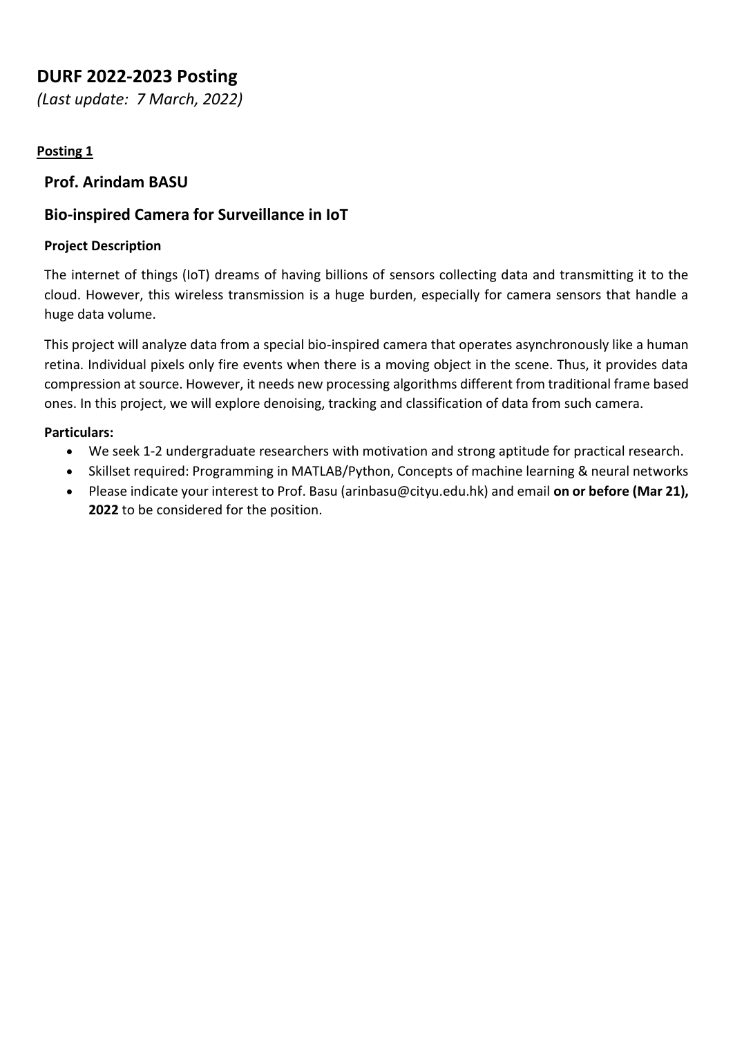# DURF 2022-2023 Posting

*(Last update: 7 March, 2022)*

**Posting 1**

## Prof. Arindam BASU

## Bio-inspired Camera for Surveillance in IoT

### Project Description

The internet of things (IoT) dreams of having billions of sensors collecting data and transmitting it to the cloud. However, this wireless transmission is a huge burden, especially for camera sensors that handle a huge data volume.

This project will analyze data from a special bio-inspired camera that operates asynchronously like a human retina. Individual pixels only fire events when there is a moving object in the scene. Thus, it provides data compression at source. However, it needs new processing algorithms different from traditional frame based ones. In this project, we will explore denoising, tracking and classification of data from such camera.

### Particulars:

- We seek 1-2 undergraduate researchers with motivation and strong aptitude for practical research.
- Skillset required: Programming in MATLAB/Python, Concepts of machine learning & neural networks
- Please indicate your interest to Prof. Basu (arinbasu@cityu.edu.hk) and email **on or before (Mar 21), 2022** to be considered for the position.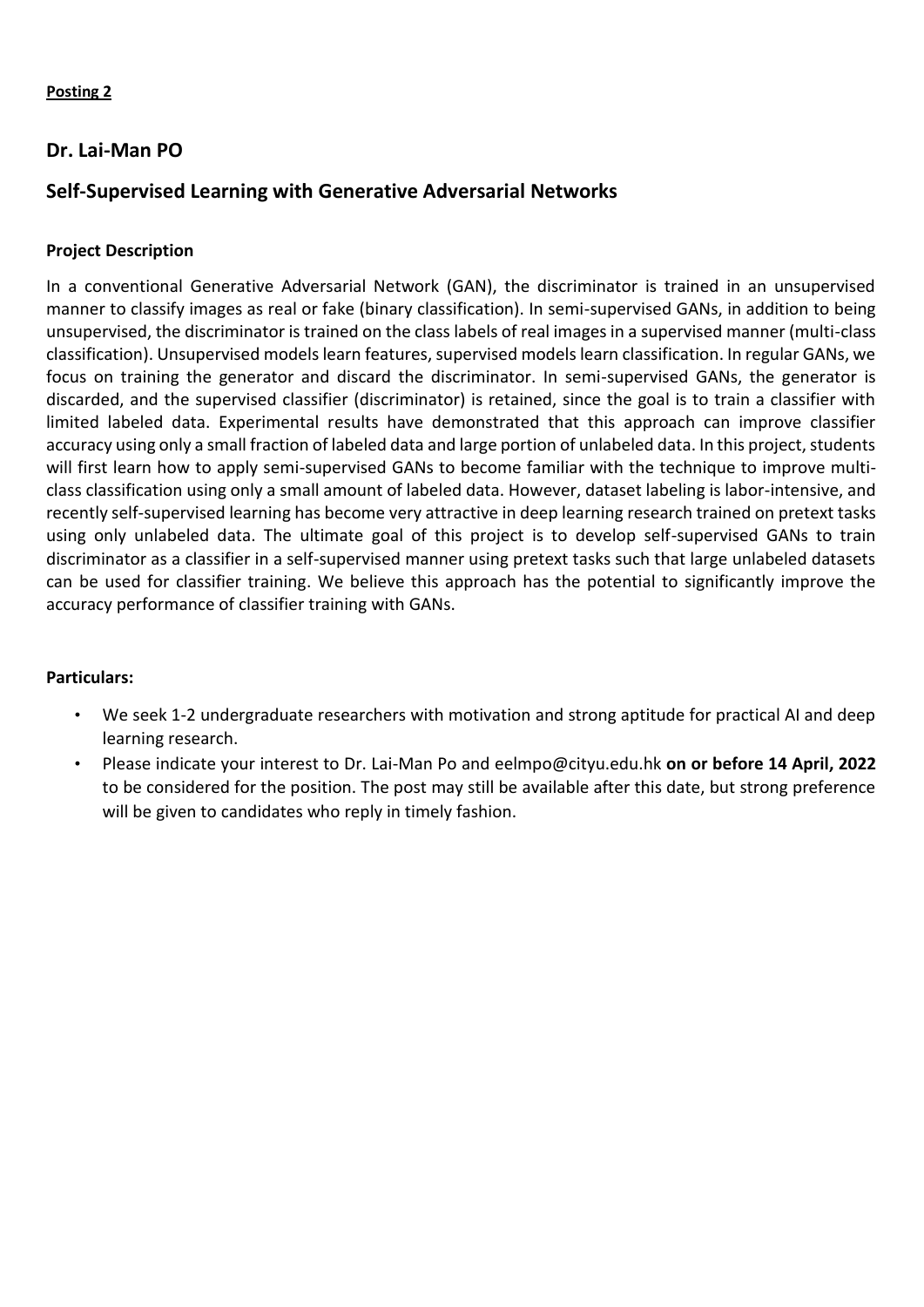**Posting 2**

## Dr. Lai-Man PO

## Self-Supervised Learning with Generative Adversarial Networks

### Project Description

In a conventional Generative Adversarial Network (GAN), the discriminator is trained in an unsupervised manner to classify images as real or fake (binary classification). In semi-supervised GANs, in addition to being unsupervised, the discriminator is trained on the class labels of real images in a supervised manner (multi-class classification). Unsupervised models learn features, supervised models learn classification. In regular GANs, we focus on training the generator and discard the discriminator. In semi-supervised GANs, the generator is discarded, and the supervised classifier (discriminator) is retained, since the goal is to train a classifier with limited labeled data. Experimental results have demonstrated that this approach can improve classifier accuracy using only a small fraction of labeled data and large portion of unlabeled data. In this project, students will first learn how to apply semi-supervised GANs to become familiar with the technique to improve multi-class classification using only a small amount of labeled data. However, dataset labeling is labor-intensive, and recently self-supervised learning has become very attractive in deep learning research trained on pretext tasks using only unlabeled data. The ultimate goal of this project is to develop self-supervised GANs to train discriminator as a classifier in a self-supervised manner using pretext tasks such that large unlabeled datasets can be used for classifier training. We believe this approach has the potential to significantly improve the accuracy performance of classifier training with GANs.

### Particulars:

- We seek 1-2 undergraduate researchers with motivation and strong aptitude for practical AI and deep learning research.
- Please indicate your interest to Dr. Lai-Man Po and eelmpo@cityu.edu.hk **on or before 14 April, 2022** to be considered for the position. The post may still be available after this date, but strong preference will be given to candidates who reply in timely fashion.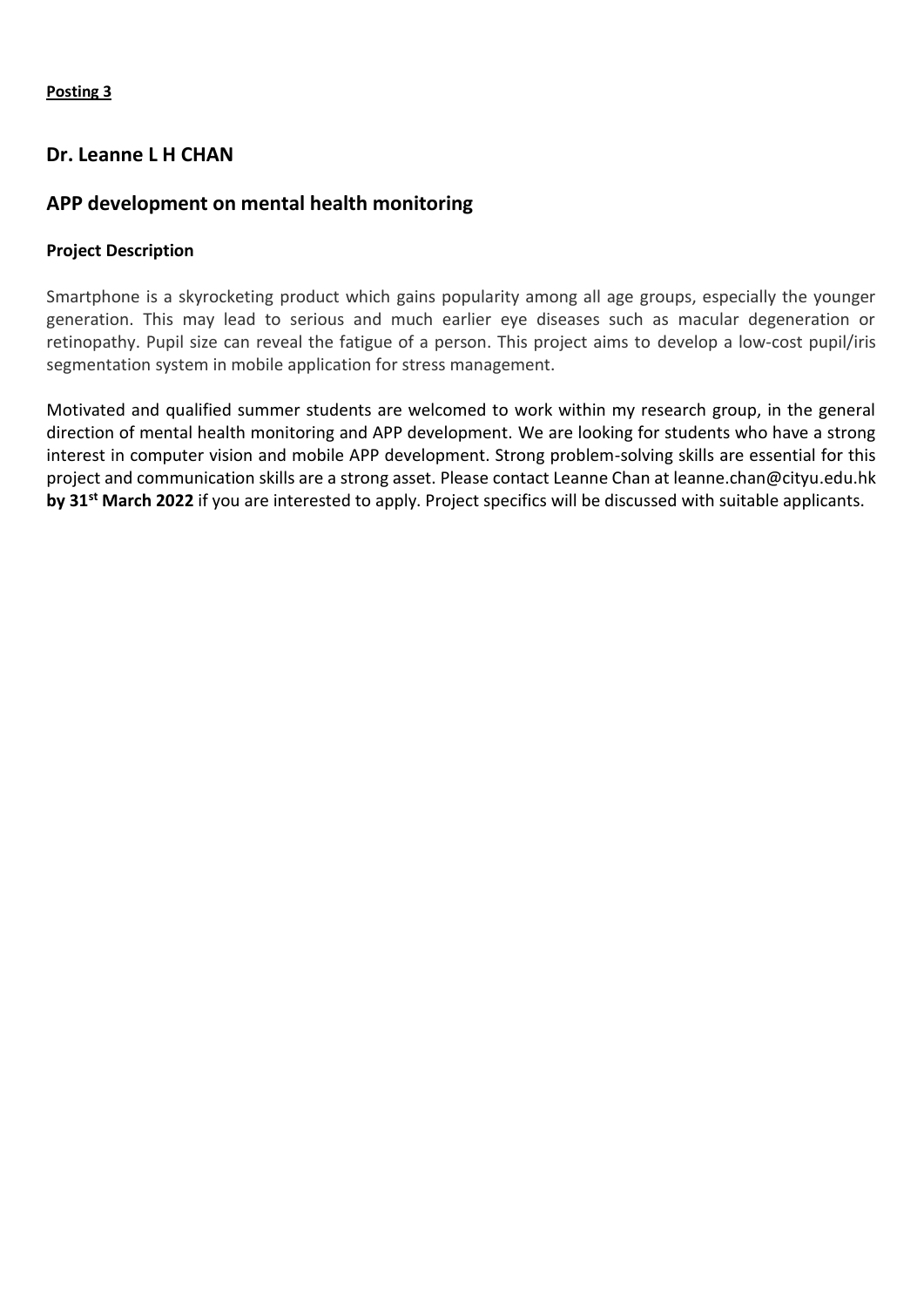**Posting 3**

## Dr. Leanne L H CHAN

## APP development on mental health monitoring

### Project Description

Smartphone is a skyrocketing product which gains popularity among all age groups, especially the younger generation. This may lead to serious and much earlier eye diseases such as macular degeneration or retinopathy. Pupil size can reveal the fatigue of a person. This project aims to develop a low-cost pupil/iris segmentation system in mobile application for stress management.

Motivated and qualified summer students are welcomed to work within my research group, in the general direction of mental health monitoring and APP development. We are looking for students who have a strong interest in computer vision and mobile APP development. Strong problem-solving skills are essential for this project and communication skills are a strong asset. Please contact Leanne Chan at leanne.chan@cityu.edu.hk **by 31st March 2022** if you are interested to apply. Project specifics will be discussed with suitable applicants.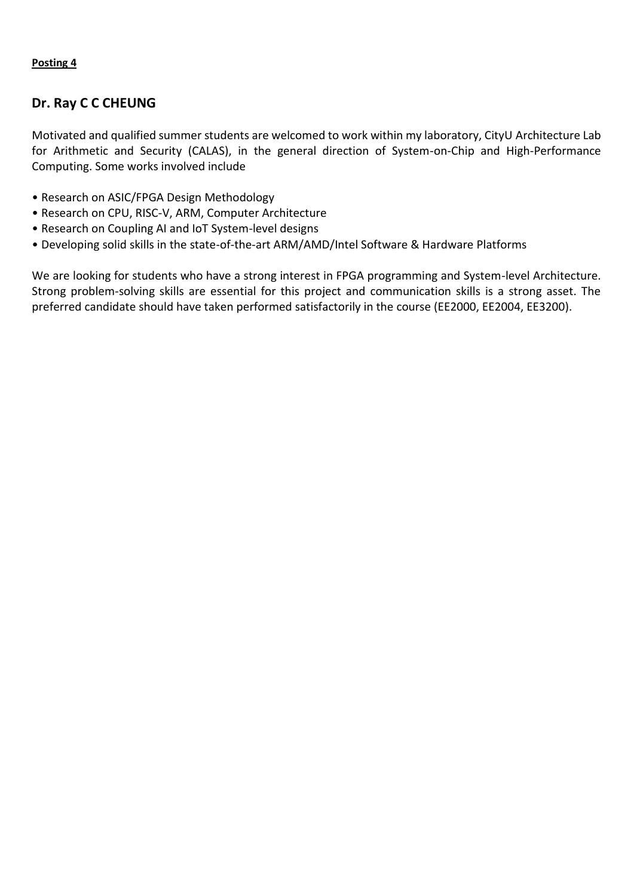**Posting 4**

## Dr. Ray C C CHEUNG

Motivated and qualified summer students are welcomed to work within my laboratory, CityU Architecture Lab for Arithmetic and Security (CALAS), in the general direction of System-on-Chip and High-Performance Computing. Some works involved include

- Research on ASIC/FPGA Design Methodology
- Research on CPU, RISC-V, ARM, Computer Architecture
- Research on Coupling AI and IoT System-level designs
- Developing solid skills in the state-of-the-art ARM/AMD/Intel Software & Hardware Platforms

We are looking for students who have a strong interest in FPGA programming and System-level Architecture. Strong problem-solving skills are essential for this project and communication skills is a strong asset. The preferred candidate should have taken performed satisfactorily in the course (EE2000, EE2004, EE3200).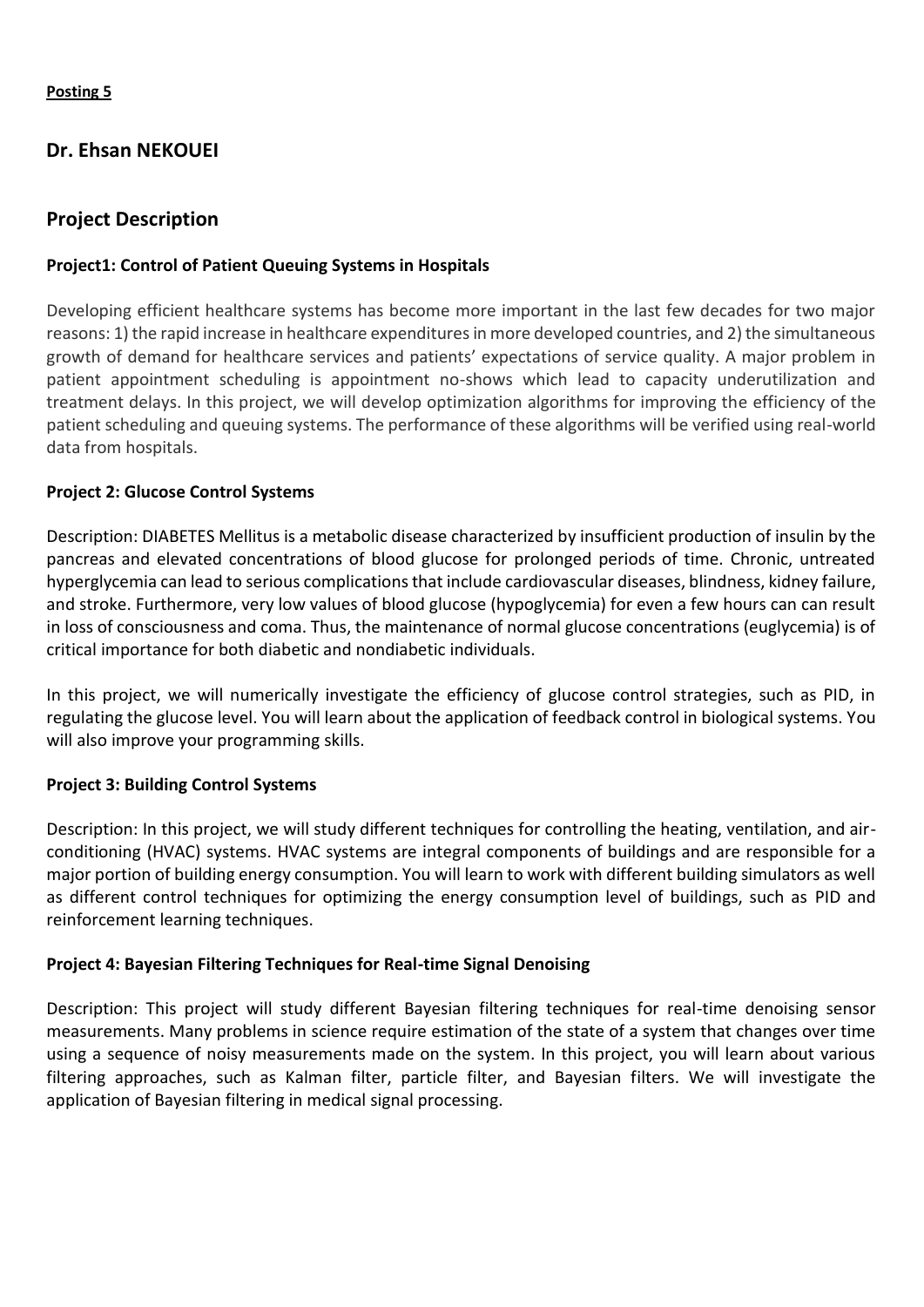**Posting 5**

## Dr. Ehsan NEKOUEI

## Project Description

### Project1: Control of Patient Queuing Systems in Hospitals

Developing efficient healthcare systems has become more important in the last few decades for two major reasons: 1) the rapid increase in healthcare expenditures in more developed countries, and 2) the simultaneous growth of demand for healthcare services and patients' expectations of service quality. A major problem in patient appointment scheduling is appointment no-shows which lead to capacity underutilization and treatment delays. In this project, we will develop optimization algorithms for improving the efficiency of the patient scheduling and queuing systems. The performance of these algorithms will be verified using real-world data from hospitals.

### Project 2: Glucose Control Systems

Description: DIABETES Mellitus is a metabolic disease characterized by insufficient production of insulin by the pancreas and elevated concentrations of blood glucose for prolonged periods of time. Chronic, untreated hyperglycemia can lead to serious complications that include cardiovascular diseases, blindness, kidney failure, and stroke. Furthermore, very low values of blood glucose (hypoglycemia) for even a few hours can can result in loss of consciousness and coma. Thus, the maintenance of normal glucose concentrations (euglycemia) is of critical importance for both diabetic and nondiabetic individuals.

In this project, we will numerically investigate the efficiency of glucose control strategies, such as PID, in regulating the glucose level. You will learn about the application of feedback control in biological systems. You will also improve your programming skills.

### Project 3: Building Control Systems

Description: In this project, we will study different techniques for controlling the heating, ventilation, and air-conditioning (HVAC) systems. HVAC systems are integral components of buildings and are responsible for a major portion of building energy consumption. You will learn to work with different building simulators as well as different control techniques for optimizing the energy consumption level of buildings, such as PID and reinforcement learning techniques.

### Project 4: Bayesian Filtering Techniques for Real-time Signal Denoising

Description: This project will study different Bayesian filtering techniques for real-time denoising sensor measurements. Many problems in science require estimation of the state of a system that changes over time using a sequence of noisy measurements made on the system. In this project, you will learn about various filtering approaches, such as Kalman filter, particle filter, and Bayesian filters. We will investigate the application of Bayesian filtering in medical signal processing.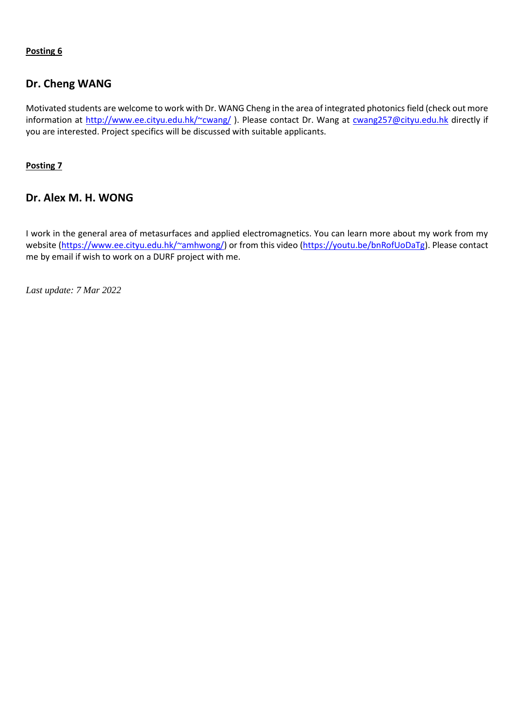**Posting 6**

## Dr. Cheng WANG

Motivated students are welcome to work with Dr. WANG Cheng in the area of integrated photonics field (check out more information at http://www.ee.cityu.edu.hk/~cwang/ ). Please contact Dr. Wang at cwang257@cityu.edu.hk directly if you are interested. Project specifics will be discussed with suitable applicants.

**Posting 7**

## Dr. Alex M. H. WONG

I work in the general area of metasurfaces and applied electromagnetics. You can learn more about my work from my website (https://www.ee.cityu.edu.hk/~amhwong/) or from this video (https://youtu.be/bnRofUoDaTg). Please contact me by email if wish to work on a DURF project with me.

*Last update: 7 Mar 2022*